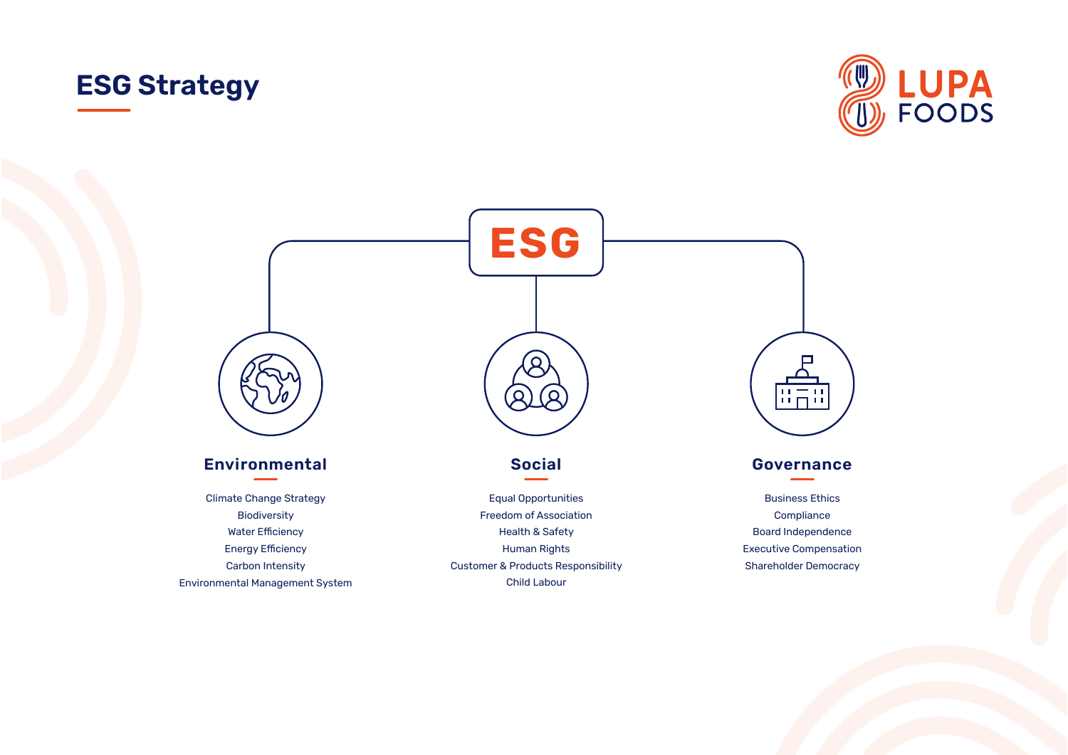# ESG Strategy

LUPA FOODS

ESG

## Environmental

- Climate Change Strategy
- Biodiversity
- Water Efficiency
- Energy Efficiency
- Carbon Intensity
- Environmental Management System

## Social

- Equal Opportunities
- Freedom of Association
- Health & Safety
- Human Rights
- Customer & Products Responsibility
- Child Labour

## Governance

- Business Ethics
- Compliance
- Board Independence
- Executive Compensation
- Shareholder Democracy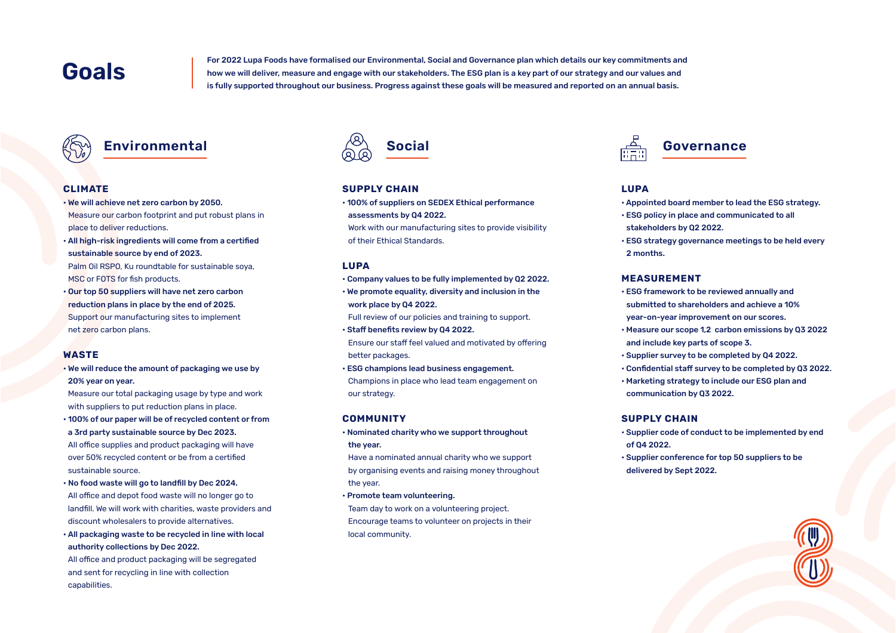# Goals

**For 2022 Lupa Foods have formalised our Environmental, Social and Governance plan which details our key commitments and how we will deliver, measure and engage with our stakeholders. The ESG plan is a key part of our strategy and our values and is fully supported throughout our business. Progress against these goals will be measured and reported on an annual basis.**

## Environmental

### CLIMATE

- **We will achieve net zero carbon by 2050.**
  Measure our carbon footprint and put robust plans in place to deliver reductions.
- **All high-risk ingredients will come from a certified sustainable source by end of 2023.**
  Palm Oil RSPO, Ku roundtable for sustainable soya, MSC or FOTS for fish products.
- **Our top 50 suppliers will have net zero carbon reduction plans in place by the end of 2025.**
  Support our manufacturing sites to implement net zero carbon plans.

### WASTE

- **We will reduce the amount of packaging we use by 20% year on year.**
  Measure our total packaging usage by type and work with suppliers to put reduction plans in place.
- **100% of our paper will be of recycled content or from a 3rd party sustainable source by Dec 2023.**
  All office supplies and product packaging will have over 50% recycled content or be from a certified sustainable source.
- **No food waste will go to landfill by Dec 2024.**
  All office and depot food waste will no longer go to landfill. We will work with charities, waste providers and discount wholesalers to provide alternatives.
- **All packaging waste to be recycled in line with local authority collections by Dec 2022.**
  All office and product packaging will be segregated and sent for recycling in line with collection capabilities.

## Social

### SUPPLY CHAIN

- **100% of suppliers on SEDEX Ethical performance assessments by Q4 2022.**
  Work with our manufacturing sites to provide visibility of their Ethical Standards.

### LUPA

- **Company values to be fully implemented by Q2 2022.**
- **We promote equality, diversity and inclusion in the work place by Q4 2022.**
  Full review of our policies and training to support.
- **Staff benefits review by Q4 2022.**
  Ensure our staff feel valued and motivated by offering better packages.
- **ESG champions lead business engagement.**
  Champions in place who lead team engagement on our strategy.

### COMMUNITY

- **Nominated charity who we support throughout the year.**
  Have a nominated annual charity who we support by organising events and raising money throughout the year.
- **Promote team volunteering.**
  Team day to work on a volunteering project. Encourage teams to volunteer on projects in their local community.

## Governance

### LUPA

- **Appointed board member to lead the ESG strategy.**
- **ESG policy in place and communicated to all stakeholders by Q2 2022.**
- **ESG strategy governance meetings to be held every 2 months.**

### MEASUREMENT

- **ESG framework to be reviewed annually and submitted to shareholders and achieve a 10% year-on-year improvement on our scores.**
- **Measure our scope 1,2 carbon emissions by Q3 2022 and include key parts of scope 3.**
- **Supplier survey to be completed by Q4 2022.**
- **Confidential staff survey to be completed by Q3 2022.**
- **Marketing strategy to include our ESG plan and communication by Q3 2022.**

### SUPPLY CHAIN

- **Supplier code of conduct to be implemented by end of Q4 2022.**
- **Supplier conference for top 50 suppliers to be delivered by Sept 2022.**